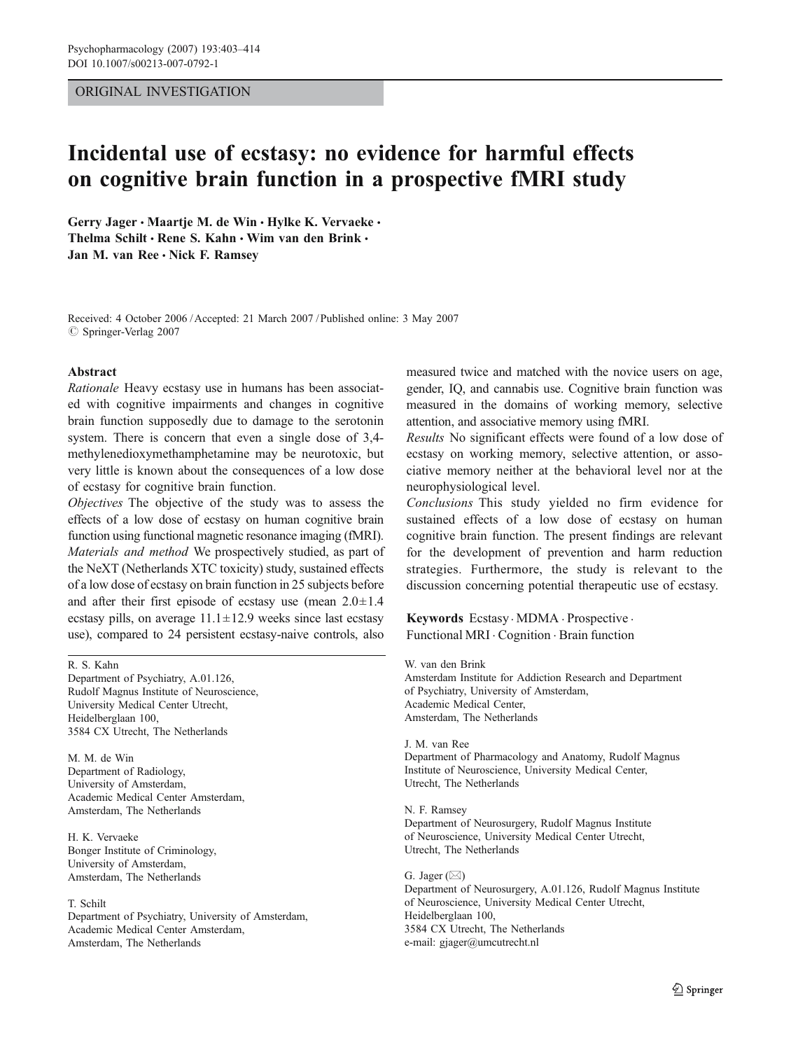ORIGINAL INVESTIGATION

# Incidental use of ecstasy: no evidence for harmful effects on cognitive brain function in a prospective fMRI study

**Gerry Jager · Maartje M. de Win · Hylke K. Vervaeke · Thelma Schilt · Rene S. Kahn · Wim van den Brink · Jan M. van Ree · Nick F. Ramsey**

Received: 4 October 2006 / Accepted: 21 March 2007 / Published online: 3 May 2007
© Springer-Verlag 2007

## Abstract

*Rationale* Heavy ecstasy use in humans has been associated with cognitive impairments and changes in cognitive brain function supposedly due to damage to the serotonin system. There is concern that even a single dose of 3,4-methylenedioxymethamphetamine may be neurotoxic, but very little is known about the consequences of a low dose of ecstasy for cognitive brain function.

*Objectives* The objective of the study was to assess the effects of a low dose of ecstasy on human cognitive brain function using functional magnetic resonance imaging (fMRI).

*Materials and method* We prospectively studied, as part of the NeXT (Netherlands XTC toxicity) study, sustained effects of a low dose of ecstasy on brain function in 25 subjects before and after their first episode of ecstasy use (mean $2.0 \pm 1.4$ ecstasy pills, on average $11.1 \pm 12.9$ weeks since last ecstasy use), compared to 24 persistent ecstasy-naive controls, also measured twice and matched with the novice users on age, gender, IQ, and cannabis use. Cognitive brain function was measured in the domains of working memory, selective attention, and associative memory using fMRI.

*Results* No significant effects were found of a low dose of ecstasy on working memory, selective attention, or associative memory neither at the behavioral level nor at the neurophysiological level.

*Conclusions* This study yielded no firm evidence for sustained effects of a low dose of ecstasy on human cognitive brain function. The present findings are relevant for the development of prevention and harm reduction strategies. Furthermore, the study is relevant to the discussion concerning potential therapeutic use of ecstasy.

**Keywords** Ecstasy · MDMA · Prospective · Functional MRI · Cognition · Brain function

R. S. Kahn
Department of Psychiatry, A.01.126, Rudolf Magnus Institute of Neuroscience, University Medical Center Utrecht, Heidelberglaan 100, 3584 CX Utrecht, The Netherlands

M. M. de Win
Department of Radiology, University of Amsterdam, Academic Medical Center Amsterdam, Amsterdam, The Netherlands

H. K. Vervaeke
Bonger Institute of Criminology, University of Amsterdam, Amsterdam, The Netherlands

T. Schilt
Department of Psychiatry, University of Amsterdam, Academic Medical Center Amsterdam, Amsterdam, The Netherlands

W. van den Brink
Amsterdam Institute for Addiction Research and Department of Psychiatry, University of Amsterdam, Academic Medical Center, Amsterdam, The Netherlands

J. M. van Ree
Department of Pharmacology and Anatomy, Rudolf Magnus Institute of Neuroscience, University Medical Center, Utrecht, The Netherlands

N. F. Ramsey
Department of Neurosurgery, Rudolf Magnus Institute of Neuroscience, University Medical Center Utrecht, Utrecht, The Netherlands

G. Jager (✉)
Department of Neurosurgery, A.01.126, Rudolf Magnus Institute of Neuroscience, University Medical Center Utrecht, Heidelberglaan 100, 3584 CX Utrecht, The Netherlands
e-mail: gjager@umcutrecht.nl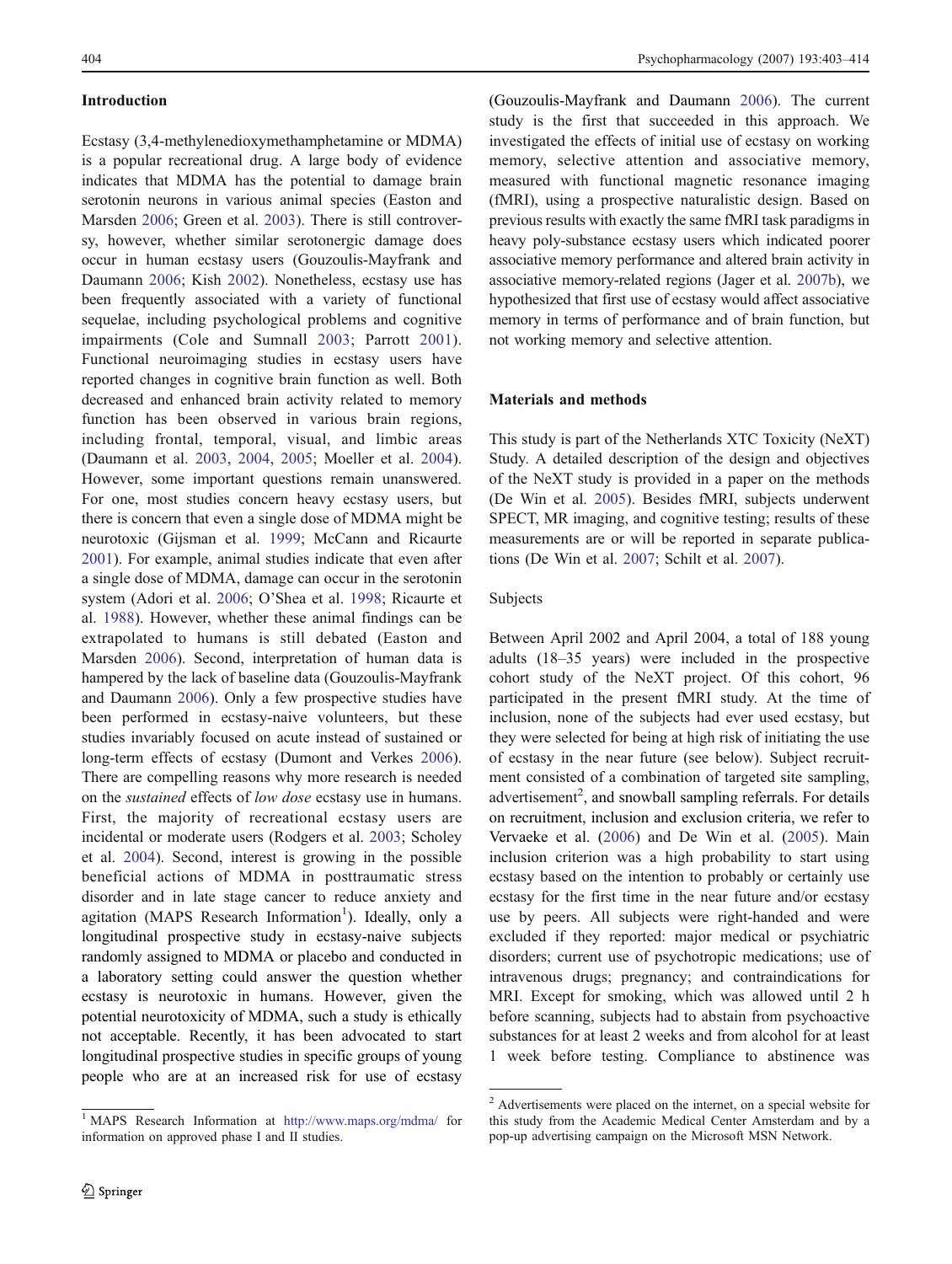## Introduction

Ecstasy (3,4-methylenedioxymethamphetamine or MDMA) is a popular recreational drug. A large body of evidence indicates that MDMA has the potential to damage brain serotonin neurons in various animal species (Easton and Marsden 2006; Green et al. 2003). There is still controversy, however, whether similar serotonergic damage does occur in human ecstasy users (Gouzoulis-Mayfrank and Daumann 2006; Kish 2002). Nonetheless, ecstasy use has been frequently associated with a variety of functional sequelae, including psychological problems and cognitive impairments (Cole and Sumnall 2003; Parrott 2001). Functional neuroimaging studies in ecstasy users have reported changes in cognitive brain function as well. Both decreased and enhanced brain activity related to memory function has been observed in various brain regions, including frontal, temporal, visual, and limbic areas (Daumann et al. 2003, 2004, 2005; Moeller et al. 2004). However, some important questions remain unanswered. For one, most studies concern heavy ecstasy users, but there is concern that even a single dose of MDMA might be neurotoxic (Gijsman et al. 1999; McCann and Ricaurte 2001). For example, animal studies indicate that even after a single dose of MDMA, damage can occur in the serotonin system (Adori et al. 2006; O'Shea et al. 1998; Ricaurte et al. 1988). However, whether these animal findings can be extrapolated to humans is still debated (Easton and Marsden 2006). Second, interpretation of human data is hampered by the lack of baseline data (Gouzoulis-Mayfrank and Daumann 2006). Only a few prospective studies have been performed in ecstasy-naive volunteers, but these studies invariably focused on acute instead of sustained or long-term effects of ecstasy (Dumont and Verkes 2006). There are compelling reasons why more research is needed on the *sustained* effects of *low dose* ecstasy use in humans. First, the majority of recreational ecstasy users are incidental or moderate users (Rodgers et al. 2003; Scholey et al. 2004). Second, interest is growing in the possible beneficial actions of MDMA in posttraumatic stress disorder and in late stage cancer to reduce anxiety and agitation (MAPS Research Information[1]). Ideally, only a longitudinal prospective study in ecstasy-naive subjects randomly assigned to MDMA or placebo and conducted in a laboratory setting could answer the question whether ecstasy is neurotoxic in humans. However, given the potential neurotoxicity of MDMA, such a study is ethically not acceptable. Recently, it has been advocated to start longitudinal prospective studies in specific groups of young people who are at an increased risk for use of ecstasy (Gouzoulis-Mayfrank and Daumann 2006). The current study is the first that succeeded in this approach. We investigated the effects of initial use of ecstasy on working memory, selective attention and associative memory, measured with functional magnetic resonance imaging (fMRI), using a prospective naturalistic design. Based on previous results with exactly the same fMRI task paradigms in heavy poly-substance ecstasy users which indicated poorer associative memory performance and altered brain activity in associative memory-related regions (Jager et al. 2007b), we hypothesized that first use of ecstasy would affect associative memory in terms of performance and of brain function, but not working memory and selective attention.

## Materials and methods

This study is part of the Netherlands XTC Toxicity (NeXT) Study. A detailed description of the design and objectives of the NeXT study is provided in a paper on the methods (De Win et al. 2005). Besides fMRI, subjects underwent SPECT, MR imaging, and cognitive testing; results of these measurements are or will be reported in separate publications (De Win et al. 2007; Schilt et al. 2007).

### Subjects

Between April 2002 and April 2004, a total of 188 young adults (18–35 years) were included in the prospective cohort study of the NeXT project. Of this cohort, 96 participated in the present fMRI study. At the time of inclusion, none of the subjects had ever used ecstasy, but they were selected for being at high risk of initiating the use of ecstasy in the near future (see below). Subject recruitment consisted of a combination of targeted site sampling, advertisement[2], and snowball sampling referrals. For details on recruitment, inclusion and exclusion criteria, we refer to Vervaeke et al. (2006) and De Win et al. (2005). Main inclusion criterion was a high probability to start using ecstasy based on the intention to probably or certainly use ecstasy for the first time in the near future and/or ecstasy use by peers. All subjects were right-handed and were excluded if they reported: major medical or psychiatric disorders; current use of psychotropic medications; use of intravenous drugs; pregnancy; and contraindications for MRI. Except for smoking, which was allowed until 2 h before scanning, subjects had to abstain from psychoactive substances for at least 2 weeks and from alcohol for at least 1 week before testing. Compliance to abstinence was

---

[1] MAPS Research Information at http://www.maps.org/mdma/ for information on approved phase I and II studies.

[2] Advertisements were placed on the internet, on a special website for this study from the Academic Medical Center Amsterdam and by a pop-up advertising campaign on the Microsoft MSN Network.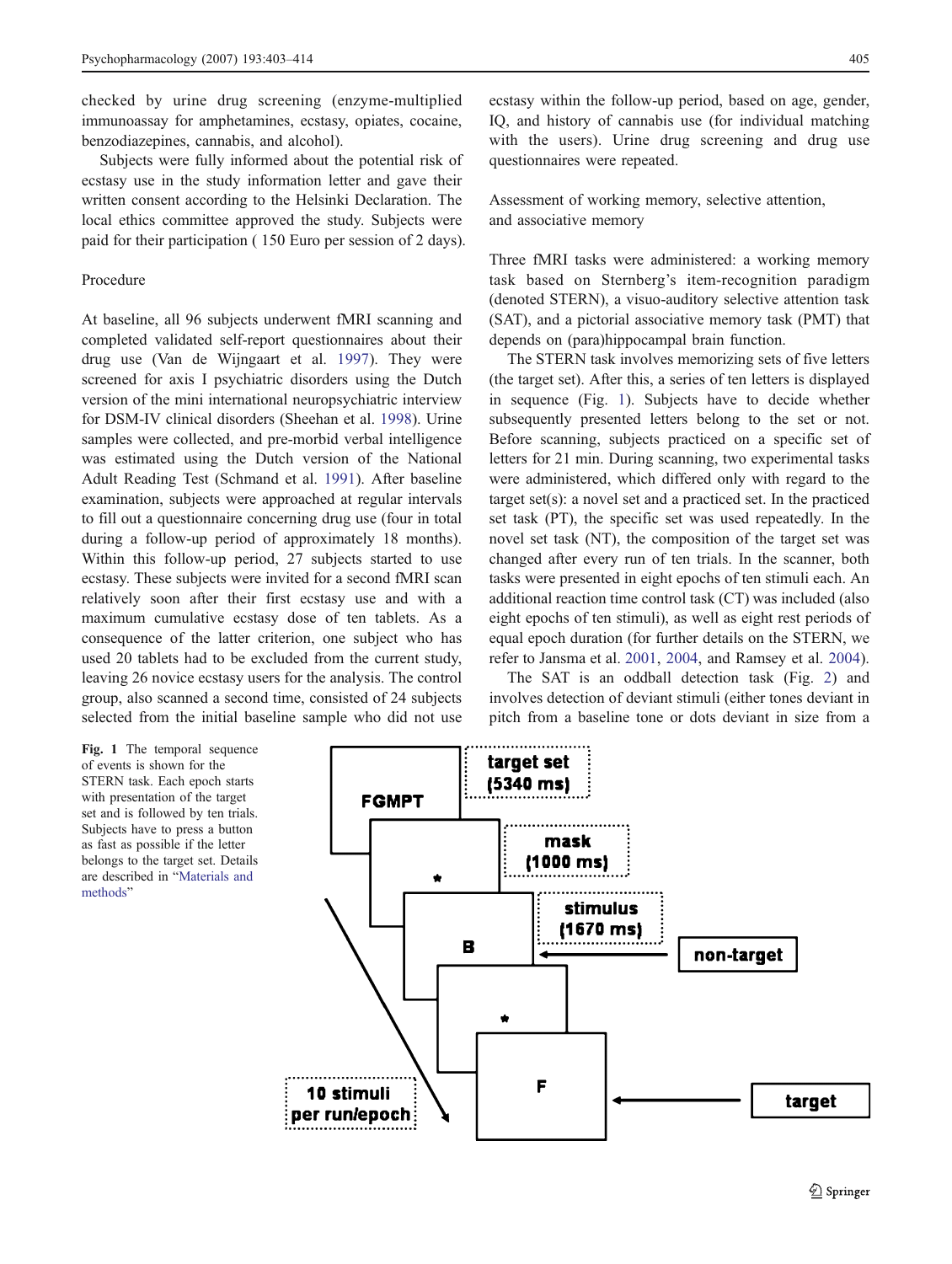checked by urine drug screening (enzyme-multiplied immunoassay for amphetamines, ecstasy, opiates, cocaine, benzodiazepines, cannabis, and alcohol).

Subjects were fully informed about the potential risk of ecstasy use in the study information letter and gave their written consent according to the Helsinki Declaration. The local ethics committee approved the study. Subjects were paid for their participation ( 150 Euro per session of 2 days).

### Procedure

At baseline, all 96 subjects underwent fMRI scanning and completed validated self-report questionnaires about their drug use (Van de Wijngaart et al. 1997). They were screened for axis I psychiatric disorders using the Dutch version of the mini international neuropsychiatric interview for DSM-IV clinical disorders (Sheehan et al. 1998). Urine samples were collected, and pre-morbid verbal intelligence was estimated using the Dutch version of the National Adult Reading Test (Schmand et al. 1991). After baseline examination, subjects were approached at regular intervals to fill out a questionnaire concerning drug use (four in total during a follow-up period of approximately 18 months). Within this follow-up period, 27 subjects started to use ecstasy. These subjects were invited for a second fMRI scan relatively soon after their first ecstasy use and with a maximum cumulative ecstasy dose of ten tablets. As a consequence of the latter criterion, one subject who has used 20 tablets had to be excluded from the current study, leaving 26 novice ecstasy users for the analysis. The control group, also scanned a second time, consisted of 24 subjects selected from the initial baseline sample who did not use ecstasy within the follow-up period, based on age, gender, IQ, and history of cannabis use (for individual matching with the users). Urine drug screening and drug use questionnaires were repeated.

### Assessment of working memory, selective attention, and associative memory

Three fMRI tasks were administered: a working memory task based on Sternberg's item-recognition paradigm (denoted STERN), a visuo-auditory selective attention task (SAT), and a pictorial associative memory task (PMT) that depends on (para)hippocampal brain function.

The STERN task involves memorizing sets of five letters (the target set). After this, a series of ten letters is displayed in sequence (Fig. 1). Subjects have to decide whether subsequently presented letters belong to the set or not. Before scanning, subjects practiced on a specific set of letters for 21 min. During scanning, two experimental tasks were administered, which differed only with regard to the target set(s): a novel set and a practiced set. In the practiced set task (PT), the specific set was used repeatedly. In the novel set task (NT), the composition of the target set was changed after every run of ten trials. In the scanner, both tasks were presented in eight epochs of ten stimuli each. An additional reaction time control task (CT) was included (also eight epochs of ten stimuli), as well as eight rest periods of equal epoch duration (for further details on the STERN, we refer to Jansma et al. 2001, 2004, and Ramsey et al. 2004).

The SAT is an oddball detection task (Fig. 2) and involves detection of deviant stimuli (either tones deviant in pitch from a baseline tone or dots deviant in size from a

**Fig. 1** The temporal sequence of events is shown for the STERN task. Each epoch starts with presentation of the target set and is followed by ten trials. Subjects have to press a button as fast as possible if the letter belongs to the target set. Details are described in "Materials and methods"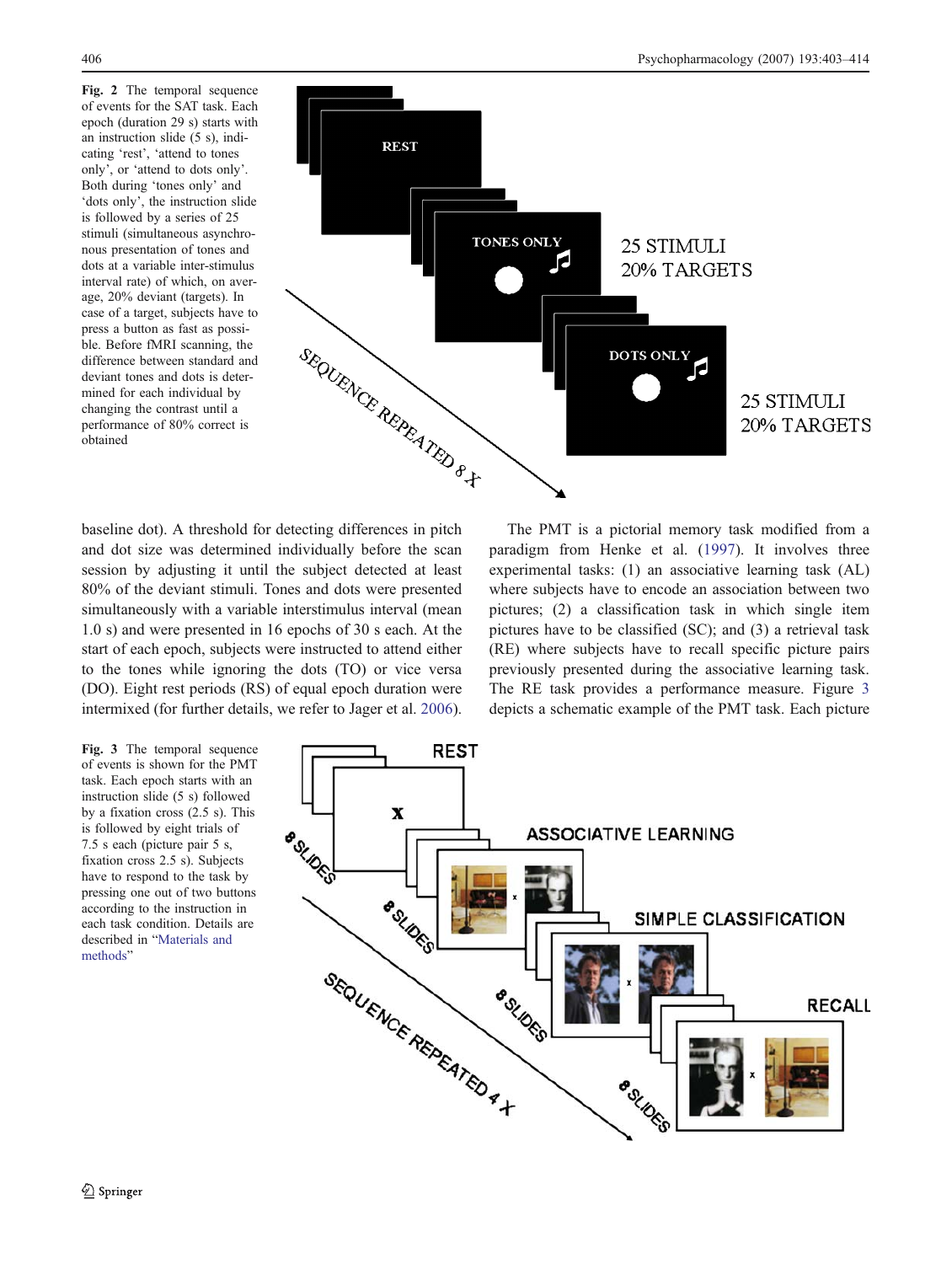**Fig. 2** The temporal sequence of events for the SAT task. Each epoch (duration 29 s) starts with an instruction slide (5 s), indicating 'rest', 'attend to tones only', or 'attend to dots only'. Both during 'tones only' and 'dots only', the instruction slide is followed by a series of 25 stimuli (simultaneous asynchronous presentation of tones and dots at a variable inter-stimulus interval rate) of which, on average, 20% deviant (targets). In case of a target, subjects have to press a button as fast as possible. Before fMRI scanning, the difference between standard and deviant tones and dots is determined for each individual by changing the contrast until a performance of 80% correct is obtained

baseline dot). A threshold for detecting differences in pitch and dot size was determined individually before the scan session by adjusting it until the subject detected at least 80% of the deviant stimuli. Tones and dots were presented simultaneously with a variable interstimulus interval (mean 1.0 s) and were presented in 16 epochs of 30 s each. At the start of each epoch, subjects were instructed to attend either to the tones while ignoring the dots (TO) or vice versa (DO). Eight rest periods (RS) of equal epoch duration were intermixed (for further details, we refer to Jager et al. 2006).

The PMT is a pictorial memory task modified from a paradigm from Henke et al. (1997). It involves three experimental tasks: (1) an associative learning task (AL) where subjects have to encode an association between two pictures; (2) a classification task in which single item pictures have to be classified (SC); and (3) a retrieval task (RE) where subjects have to recall specific picture pairs previously presented during the associative learning task. The RE task provides a performance measure. Figure 3 depicts a schematic example of the PMT task. Each picture

**Fig. 3** The temporal sequence of events is shown for the PMT task. Each epoch starts with an instruction slide (5 s) followed by a fixation cross (2.5 s). This is followed by eight trials of 7.5 s each (picture pair 5 s, fixation cross 2.5 s). Subjects have to respond to the task by pressing one out of two buttons according to the instruction in each task condition. Details are described in "Materials and methods"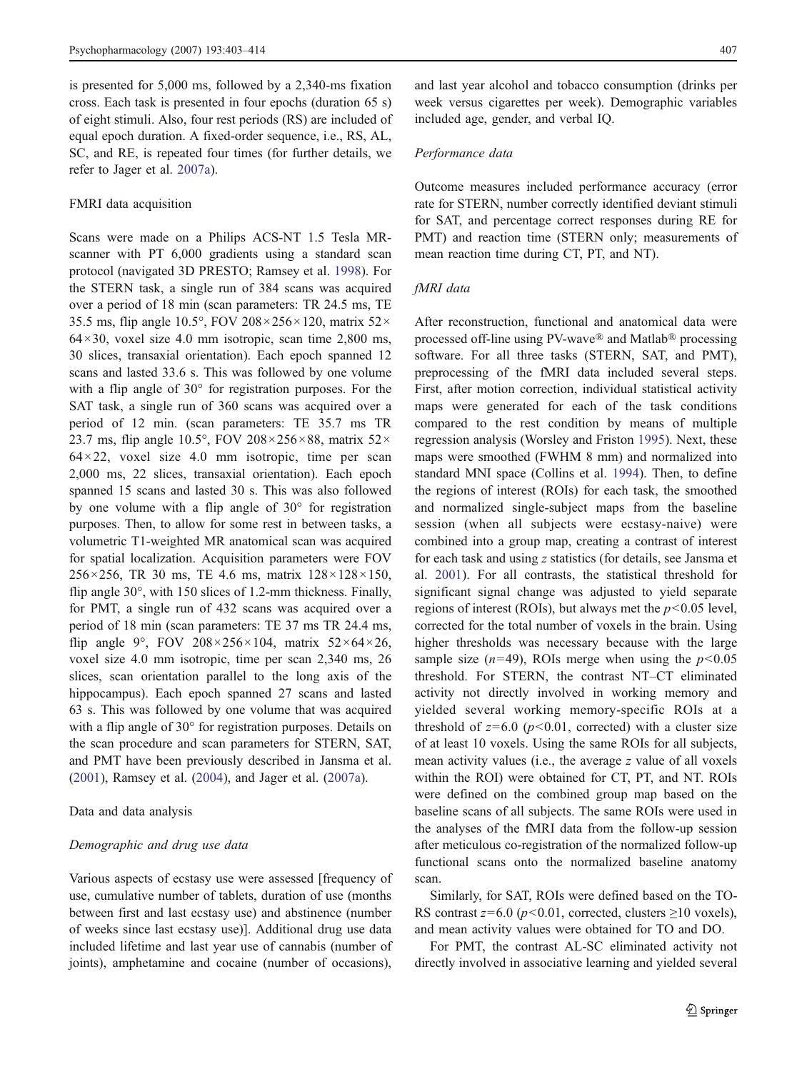is presented for 5,000 ms, followed by a 2,340-ms fixation cross. Each task is presented in four epochs (duration 65 s) of eight stimuli. Also, four rest periods (RS) are included of equal epoch duration. A fixed-order sequence, i.e., RS, AL, SC, and RE, is repeated four times (for further details, we refer to Jager et al. 2007a).

FMRI data acquisition

Scans were made on a Philips ACS-NT 1.5 Tesla MR-scanner with PT 6,000 gradients using a standard scan protocol (navigated 3D PRESTO; Ramsey et al. 1998). For the STERN task, a single run of 384 scans was acquired over a period of 18 min (scan parameters: TR 24.5 ms, TE 35.5 ms, flip angle 10.5°, FOV 208×256×120, matrix 52×64×30, voxel size 4.0 mm isotropic, scan time 2,800 ms, 30 slices, transaxial orientation). Each epoch spanned 12 scans and lasted 33.6 s. This was followed by one volume with a flip angle of 30° for registration purposes. For the SAT task, a single run of 360 scans was acquired over a period of 12 min. (scan parameters: TE 35.7 ms TR 23.7 ms, flip angle 10.5°, FOV 208×256×88, matrix 52×64×22, voxel size 4.0 mm isotropic, time per scan 2,000 ms, 22 slices, transaxial orientation). Each epoch spanned 15 scans and lasted 30 s. This was also followed by one volume with a flip angle of 30° for registration purposes. Then, to allow for some rest in between tasks, a volumetric T1-weighted MR anatomical scan was acquired for spatial localization. Acquisition parameters were FOV 256×256, TR 30 ms, TE 4.6 ms, matrix 128×128×150, flip angle 30°, with 150 slices of 1.2-mm thickness. Finally, for PMT, a single run of 432 scans was acquired over a period of 18 min (scan parameters: TE 37 ms TR 24.4 ms, flip angle 9°, FOV 208×256×104, matrix 52×64×26, voxel size 4.0 mm isotropic, time per scan 2,340 ms, 26 slices, scan orientation parallel to the long axis of the hippocampus). Each epoch spanned 27 scans and lasted 63 s. This was followed by one volume that was acquired with a flip angle of 30° for registration purposes. Details on the scan procedure and scan parameters for STERN, SAT, and PMT have been previously described in Jansma et al. (2001), Ramsey et al. (2004), and Jager et al. (2007a).

Data and data analysis

*Demographic and drug use data*

Various aspects of ecstasy use were assessed [frequency of use, cumulative number of tablets, duration of use (months between first and last ecstasy use) and abstinence (number of weeks since last ecstasy use)]. Additional drug use data included lifetime and last year use of cannabis (number of joints), amphetamine and cocaine (number of occasions), and last year alcohol and tobacco consumption (drinks per week versus cigarettes per week). Demographic variables included age, gender, and verbal IQ.

*Performance data*

Outcome measures included performance accuracy (error rate for STERN, number correctly identified deviant stimuli for SAT, and percentage correct responses during RE for PMT) and reaction time (STERN only; measurements of mean reaction time during CT, PT, and NT).

*fMRI data*

After reconstruction, functional and anatomical data were processed off-line using PV-wave® and Matlab® processing software. For all three tasks (STERN, SAT, and PMT), preprocessing of the fMRI data included several steps. First, after motion correction, individual statistical activity maps were generated for each of the task conditions compared to the rest condition by means of multiple regression analysis (Worsley and Friston 1995). Next, these maps were smoothed (FWHM 8 mm) and normalized into standard MNI space (Collins et al. 1994). Then, to define the regions of interest (ROIs) for each task, the smoothed and normalized single-subject maps from the baseline session (when all subjects were ecstasy-naive) were combined into a group map, creating a contrast of interest for each task and using $z$ statistics (for details, see Jansma et al. 2001). For all contrasts, the statistical threshold for significant signal change was adjusted to yield separate regions of interest (ROIs), but always met the $p<0.05$ level, corrected for the total number of voxels in the brain. Using higher thresholds was necessary because with the large sample size ($n=49$), ROIs merge when using the $p<0.05$ threshold. For STERN, the contrast NT–CT eliminated activity not directly involved in working memory and yielded several working memory-specific ROIs at a threshold of $z=6.0$ ($p<0.01$, corrected) with a cluster size of at least 10 voxels. Using the same ROIs for all subjects, mean activity values (i.e., the average $z$ value of all voxels within the ROI) were obtained for CT, PT, and NT. ROIs were defined on the combined group map based on the baseline scans of all subjects. The same ROIs were used in the analyses of the fMRI data from the follow-up session after meticulous co-registration of the normalized follow-up functional scans onto the normalized baseline anatomy scan.

Similarly, for SAT, ROIs were defined based on the TO-RS contrast $z=6.0$ ($p<0.01$, corrected, clusters ≥10 voxels), and mean activity values were obtained for TO and DO.

For PMT, the contrast AL-SC eliminated activity not directly involved in associative learning and yielded several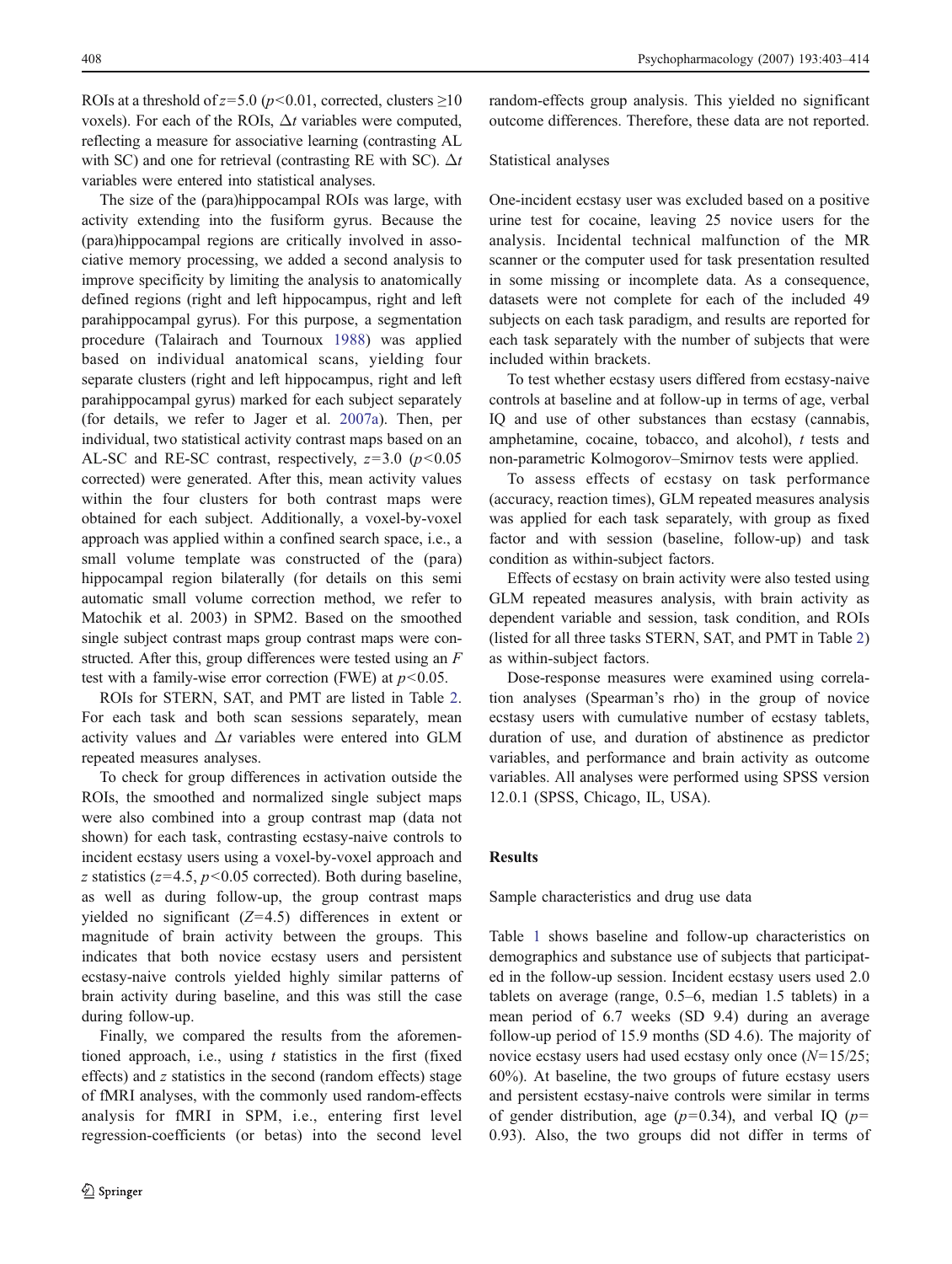ROIs at a threshold of $z=5.0$ ($p<0.01$, corrected, clusters $\geq 10$ voxels). For each of the ROIs, $\Delta t$ variables were computed, reflecting a measure for associative learning (contrasting AL with SC) and one for retrieval (contrasting RE with SC). $\Delta t$ variables were entered into statistical analyses.

The size of the (para)hippocampal ROIs was large, with activity extending into the fusiform gyrus. Because the (para)hippocampal regions are critically involved in associative memory processing, we added a second analysis to improve specificity by limiting the analysis to anatomically defined regions (right and left hippocampus, right and left parahippocampal gyrus). For this purpose, a segmentation procedure (Talairach and Tournoux 1988) was applied based on individual anatomical scans, yielding four separate clusters (right and left hippocampus, right and left parahippocampal gyrus) marked for each subject separately (for details, we refer to Jager et al. 2007a). Then, per individual, two statistical activity contrast maps based on an AL-SC and RE-SC contrast, respectively, $z=3.0$ ($p<0.05$ corrected) were generated. After this, mean activity values within the four clusters for both contrast maps were obtained for each subject. Additionally, a voxel-by-voxel approach was applied within a confined search space, i.e., a small volume template was constructed of the (para) hippocampal region bilaterally (for details on this semi automatic small volume correction method, we refer to Matochik et al. 2003) in SPM2. Based on the smoothed single subject contrast maps group contrast maps were constructed. After this, group differences were tested using an $F$ test with a family-wise error correction (FWE) at $p<0.05$.

ROIs for STERN, SAT, and PMT are listed in Table 2. For each task and both scan sessions separately, mean activity values and $\Delta t$ variables were entered into GLM repeated measures analyses.

To check for group differences in activation outside the ROIs, the smoothed and normalized single subject maps were also combined into a group contrast map (data not shown) for each task, contrasting ecstasy-naive controls to incident ecstasy users using a voxel-by-voxel approach and $z$ statistics ($z=4.5$, $p<0.05$ corrected). Both during baseline, as well as during follow-up, the group contrast maps yielded no significant ($Z=4.5$) differences in extent or magnitude of brain activity between the groups. This indicates that both novice ecstasy users and persistent ecstasy-naive controls yielded highly similar patterns of brain activity during baseline, and this was still the case during follow-up.

Finally, we compared the results from the aforementioned approach, i.e., using $t$ statistics in the first (fixed effects) and $z$ statistics in the second (random effects) stage of fMRI analyses, with the commonly used random-effects analysis for fMRI in SPM, i.e., entering first level regression-coefficients (or betas) into the second level random-effects group analysis. This yielded no significant outcome differences. Therefore, these data are not reported.

### Statistical analyses

One-incident ecstasy user was excluded based on a positive urine test for cocaine, leaving 25 novice users for the analysis. Incidental technical malfunction of the MR scanner or the computer used for task presentation resulted in some missing or incomplete data. As a consequence, datasets were not complete for each of the included 49 subjects on each task paradigm, and results are reported for each task separately with the number of subjects that were included within brackets.

To test whether ecstasy users differed from ecstasy-naive controls at baseline and at follow-up in terms of age, verbal IQ and use of other substances than ecstasy (cannabis, amphetamine, cocaine, tobacco, and alcohol), $t$ tests and non-parametric Kolmogorov–Smirnov tests were applied.

To assess effects of ecstasy on task performance (accuracy, reaction times), GLM repeated measures analysis was applied for each task separately, with group as fixed factor and with session (baseline, follow-up) and task condition as within-subject factors.

Effects of ecstasy on brain activity were also tested using GLM repeated measures analysis, with brain activity as dependent variable and session, task condition, and ROIs (listed for all three tasks STERN, SAT, and PMT in Table 2) as within-subject factors.

Dose-response measures were examined using correlation analyses (Spearman's rho) in the group of novice ecstasy users with cumulative number of ecstasy tablets, duration of use, and duration of abstinence as predictor variables, and performance and brain activity as outcome variables. All analyses were performed using SPSS version 12.0.1 (SPSS, Chicago, IL, USA).

## Results

### Sample characteristics and drug use data

Table 1 shows baseline and follow-up characteristics on demographics and substance use of subjects that participated in the follow-up session. Incident ecstasy users used 2.0 tablets on average (range, 0.5–6, median 1.5 tablets) in a mean period of 6.7 weeks (SD 9.4) during an average follow-up period of 15.9 months (SD 4.6). The majority of novice ecstasy users had used ecstasy only once ($N=15/25$; 60%). At baseline, the two groups of future ecstasy users and persistent ecstasy-naive controls were similar in terms of gender distribution, age ($p=0.34$), and verbal IQ ($p=0.93$). Also, the two groups did not differ in terms of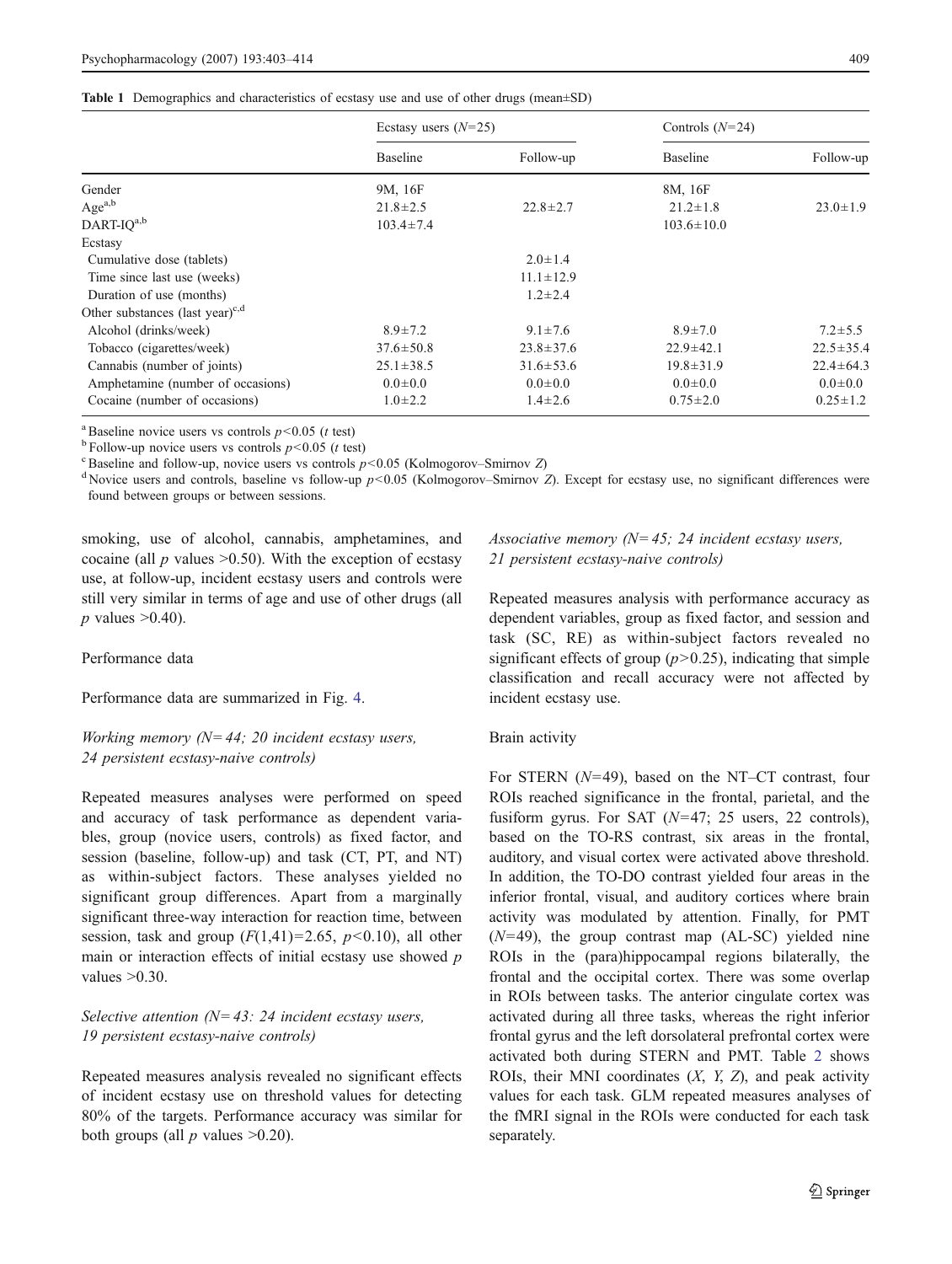**Table 1** Demographics and characteristics of ecstasy use and use of other drugs (mean±SD)

| | Ecstasy users ($N$=25) | | Controls ($N$=24) | |
|---|---|---|---|---|
| | Baseline | Follow-up | Baseline | Follow-up |
| Gender | 9M, 16F | | 8M, 16F | |
| Age[a,b] | 21.8±2.5 | 22.8±2.7 | 21.2±1.8 | 23.0±1.9 |
| DART-IQ[a,b] | 103.4±7.4 | | 103.6±10.0 | |
| Ecstasy | | | | |
| Cumulative dose (tablets) | | 2.0±1.4 | | |
| Time since last use (weeks) | | 11.1±12.9 | | |
| Duration of use (months) | | 1.2±2.4 | | |
| Other substances (last year)[c,d] | | | | |
| Alcohol (drinks/week) | 8.9±7.2 | 9.1±7.6 | 8.9±7.0 | 7.2±5.5 |
| Tobacco (cigarettes/week) | 37.6±50.8 | 23.8±37.6 | 22.9±42.1 | 22.5±35.4 |
| Cannabis (number of joints) | 25.1±38.5 | 31.6±53.6 | 19.8±31.9 | 22.4±64.3 |
| Amphetamine (number of occasions) | 0.0±0.0 | 0.0±0.0 | 0.0±0.0 | 0.0±0.0 |
| Cocaine (number of occasions) | 1.0±2.2 | 1.4±2.6 | 0.75±2.0 | 0.25±1.2 |

[a] Baseline novice users vs controls $p<0.05$ ($t$ test)

[b] Follow-up novice users vs controls $p<0.05$ ($t$ test)

[c] Baseline and follow-up, novice users vs controls $p<0.05$ (Kolmogorov–Smirnov $Z$)

[d] Novice users and controls, baseline vs follow-up $p<0.05$ (Kolmogorov–Smirnov $Z$). Except for ecstasy use, no significant differences were found between groups or between sessions.

smoking, use of alcohol, cannabis, amphetamines, and cocaine (all $p$ values >0.50). With the exception of ecstasy use, at follow-up, incident ecstasy users and controls were still very similar in terms of age and use of other drugs (all $p$ values >0.40).

Performance data

Performance data are summarized in Fig. 4.

*Working memory (N= 44; 20 incident ecstasy users, 24 persistent ecstasy-naive controls)*

Repeated measures analyses were performed on speed and accuracy of task performance as dependent variables, group (novice users, controls) as fixed factor, and session (baseline, follow-up) and task (CT, PT, and NT) as within-subject factors. These analyses yielded no significant group differences. Apart from a marginally significant three-way interaction for reaction time, between session, task and group ($F(1,41)=2.65$, $p<0.10$), all other main or interaction effects of initial ecstasy use showed $p$ values >0.30.

*Selective attention (N= 43: 24 incident ecstasy users, 19 persistent ecstasy-naive controls)*

Repeated measures analysis revealed no significant effects of incident ecstasy use on threshold values for detecting 80% of the targets. Performance accuracy was similar for both groups (all $p$ values >0.20).

*Associative memory (N= 45; 24 incident ecstasy users, 21 persistent ecstasy-naive controls)*

Repeated measures analysis with performance accuracy as dependent variables, group as fixed factor, and session and task (SC, RE) as within-subject factors revealed no significant effects of group ($p$>0.25), indicating that simple classification and recall accuracy were not affected by incident ecstasy use.

Brain activity

For STERN ($N$=49), based on the NT–CT contrast, four ROIs reached significance in the frontal, parietal, and the fusiform gyrus. For SAT ($N$=47; 25 users, 22 controls), based on the TO-RS contrast, six areas in the frontal, auditory, and visual cortex were activated above threshold. In addition, the TO-DO contrast yielded four areas in the inferior frontal, visual, and auditory cortices where brain activity was modulated by attention. Finally, for PMT ($N$=49), the group contrast map (AL-SC) yielded nine ROIs in the (para)hippocampal regions bilaterally, the frontal and the occipital cortex. There was some overlap in ROIs between tasks. The anterior cingulate cortex was activated during all three tasks, whereas the right inferior frontal gyrus and the left dorsolateral prefrontal cortex were activated both during STERN and PMT. Table 2 shows ROIs, their MNI coordinates ($X$, $Y$, $Z$), and peak activity values for each task. GLM repeated measures analyses of the fMRI signal in the ROIs were conducted for each task separately.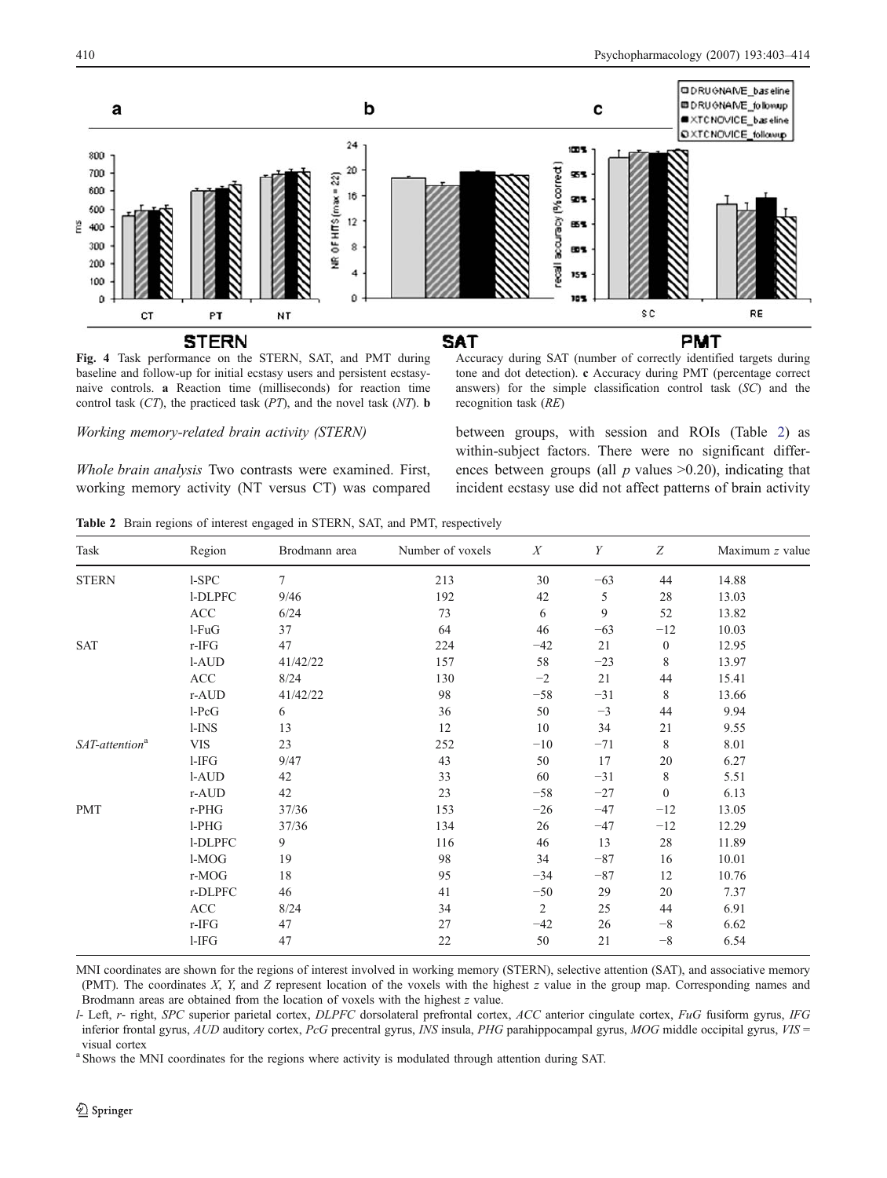**Fig. 4** Task performance on the STERN, SAT, and PMT during baseline and follow-up for initial ecstasy users and persistent ecstasy-naive controls. **a** Reaction time (milliseconds) for reaction time control task (*CT*), the practiced task (*PT*), and the novel task (*NT*). **b** Accuracy during SAT (number of correctly identified targets during tone and dot detection). **c** Accuracy during PMT (percentage correct answers) for the simple classification control task (*SC*) and the recognition task (*RE*)

*Working memory-related brain activity (STERN)*

*Whole brain analysis* Two contrasts were examined. First, working memory activity (NT versus CT) was compared between groups, with session and ROIs (Table 2) as within-subject factors. There were no significant differences between groups (all $p$ values >0.20), indicating that incident ecstasy use did not affect patterns of brain activity

**Table 2** Brain regions of interest engaged in STERN, SAT, and PMT, respectively

| Task | Region | Brodmann area | Number of voxels | *X* | *Y* | *Z* | Maximum *z* value |
|---|---|---|---|---|---|---|---|
| STERN | l-SPC | 7 | 213 | 30 | −63 | 44 | 14.88 |
| | l-DLPFC | 9/46 | 192 | 42 | 5 | 28 | 13.03 |
| | ACC | 6/24 | 73 | 6 | 9 | 52 | 13.82 |
| | l-FuG | 37 | 64 | 46 | −63 | −12 | 10.03 |
| SAT | r-IFG | 47 | 224 | −42 | 21 | 0 | 12.95 |
| | l-AUD | 41/42/22 | 157 | 58 | −23 | 8 | 13.97 |
| | ACC | 8/24 | 130 | −2 | 21 | 44 | 15.41 |
| | r-AUD | 41/42/22 | 98 | −58 | −31 | 8 | 13.66 |
| | l-PcG | 6 | 36 | 50 | −3 | 44 | 9.94 |
| | l-INS | 13 | 12 | 10 | 34 | 21 | 9.55 |
| *SAT-attention*[a] | VIS | 23 | 252 | −10 | −71 | 8 | 8.01 |
| | l-IFG | 9/47 | 43 | 50 | 17 | 20 | 6.27 |
| | l-AUD | 42 | 33 | 60 | −31 | 8 | 5.51 |
| | r-AUD | 42 | 23 | −58 | −27 | 0 | 6.13 |
| PMT | r-PHG | 37/36 | 153 | −26 | −47 | −12 | 13.05 |
| | l-PHG | 37/36 | 134 | 26 | −47 | −12 | 12.29 |
| | l-DLPFC | 9 | 116 | 46 | 13 | 28 | 11.89 |
| | l-MOG | 19 | 98 | 34 | −87 | 16 | 10.01 |
| | r-MOG | 18 | 95 | −34 | −87 | 12 | 10.76 |
| | r-DLPFC | 46 | 41 | −50 | 29 | 20 | 7.37 |
| | ACC | 8/24 | 34 | 2 | 25 | 44 | 6.91 |
| | r-IFG | 47 | 27 | −42 | 26 | −8 | 6.62 |
| | l-IFG | 47 | 22 | 50 | 21 | −8 | 6.54 |

MNI coordinates are shown for the regions of interest involved in working memory (STERN), selective attention (SAT), and associative memory (PMT). The coordinates *X*, *Y*, and *Z* represent location of the voxels with the highest *z* value in the group map. Corresponding names and Brodmann areas are obtained from the location of voxels with the highest *z* value.

*l-* Left, *r-* right, *SPC* superior parietal cortex, *DLPFC* dorsolateral prefrontal cortex, *ACC* anterior cingulate cortex, *FuG* fusiform gyrus, *IFG* inferior frontal gyrus, *AUD* auditory cortex, *PcG* precentral gyrus, *INS* insula, *PHG* parahippocampal gyrus, *MOG* middle occipital gyrus, *VIS* = visual cortex

[a] Shows the MNI coordinates for the regions where activity is modulated through attention during SAT.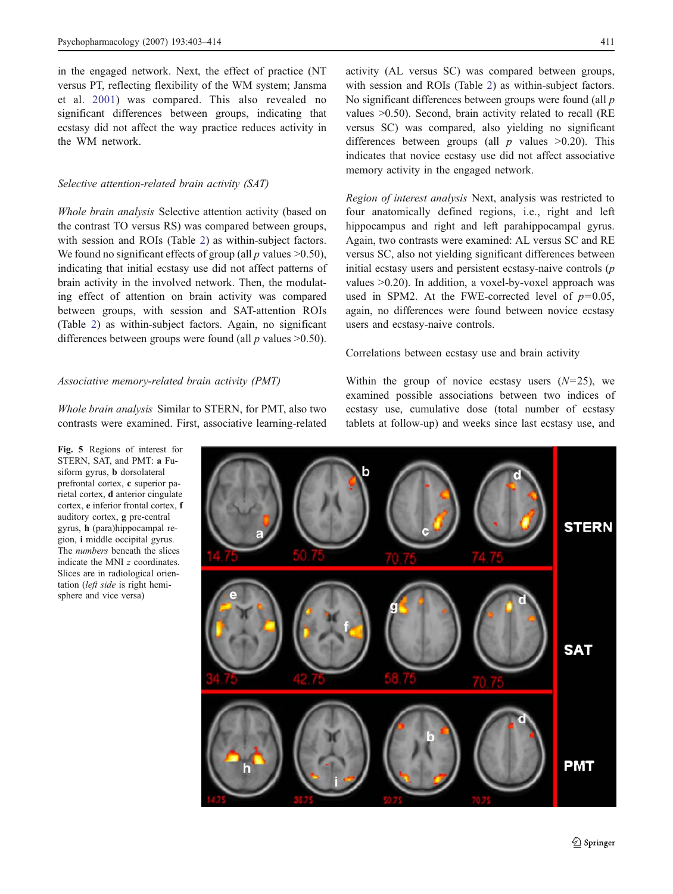in the engaged network. Next, the effect of practice (NT versus PT, reflecting flexibility of the WM system; Jansma et al. 2001) was compared. This also revealed no significant differences between groups, indicating that ecstasy did not affect the way practice reduces activity in the WM network.

*Selective attention-related brain activity (SAT)*

*Whole brain analysis* Selective attention activity (based on the contrast TO versus RS) was compared between groups, with session and ROIs (Table 2) as within-subject factors. We found no significant effects of group (all $p$ values >0.50), indicating that initial ecstasy use did not affect patterns of brain activity in the involved network. Then, the modulating effect of attention on brain activity was compared between groups, with session and SAT-attention ROIs (Table 2) as within-subject factors. Again, no significant differences between groups were found (all $p$ values >0.50).

*Associative memory-related brain activity (PMT)*

*Whole brain analysis* Similar to STERN, for PMT, also two contrasts were examined. First, associative learning-related activity (AL versus SC) was compared between groups, with session and ROIs (Table 2) as within-subject factors. No significant differences between groups were found (all $p$ values >0.50). Second, brain activity related to recall (RE versus SC) was compared, also yielding no significant differences between groups (all $p$ values >0.20). This indicates that novice ecstasy use did not affect associative memory activity in the engaged network.

*Region of interest analysis* Next, analysis was restricted to four anatomically defined regions, i.e., right and left hippocampus and right and left parahippocampal gyrus. Again, two contrasts were examined: AL versus SC and RE versus SC, also not yielding significant differences between initial ecstasy users and persistent ecstasy-naive controls ($p$ values >0.20). In addition, a voxel-by-voxel approach was used in SPM2. At the FWE-corrected level of $p$=0.05, again, no differences were found between novice ecstasy users and ecstasy-naive controls.

Correlations between ecstasy use and brain activity

Within the group of novice ecstasy users ($N$=25), we examined possible associations between two indices of ecstasy use, cumulative dose (total number of ecstasy tablets at follow-up) and weeks since last ecstasy use, and

**Fig. 5** Regions of interest for STERN, SAT, and PMT: **a** Fusiform gyrus, **b** dorsolateral prefrontal cortex, **c** superior parietal cortex, **d** anterior cingulate cortex, **e** inferior frontal cortex, **f** auditory cortex, **g** pre-central gyrus, **h** (para)hippocampal region, **i** middle occipital gyrus. The *numbers* beneath the slices indicate the MNI $z$ coordinates. Slices are in radiological orientation (*left side* is right hemisphere and vice versa)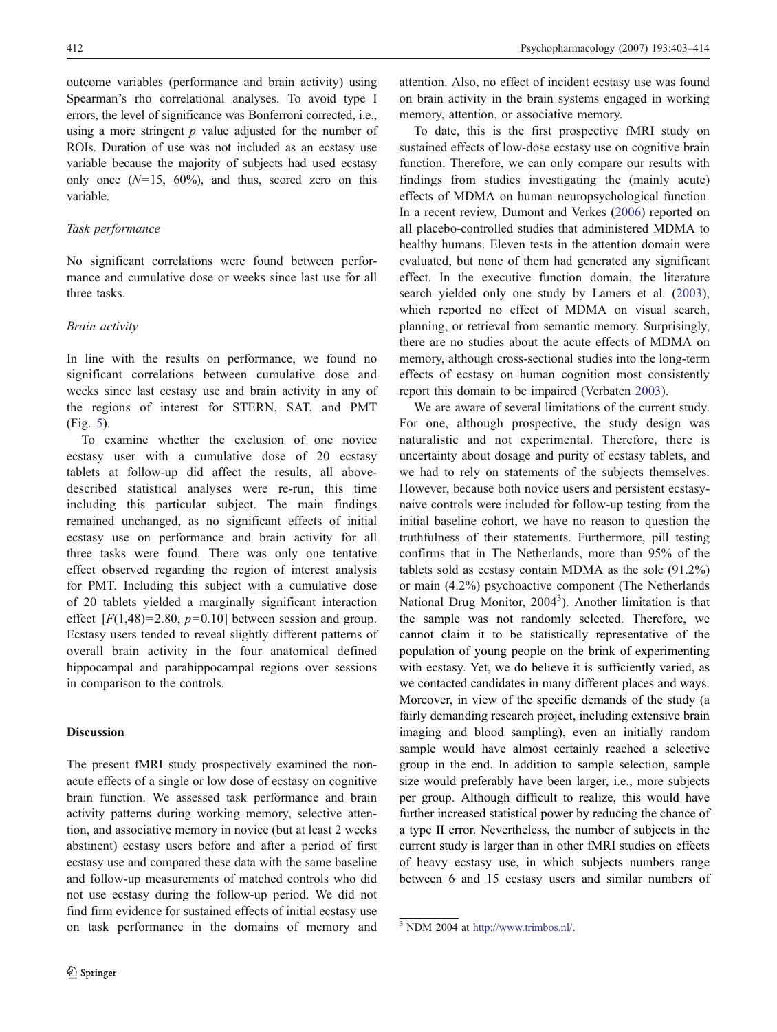outcome variables (performance and brain activity) using Spearman's rho correlational analyses. To avoid type I errors, the level of significance was Bonferroni corrected, i.e., using a more stringent $p$ value adjusted for the number of ROIs. Duration of use was not included as an ecstasy use variable because the majority of subjects had used ecstasy only once ($N$=15, 60%), and thus, scored zero on this variable.

*Task performance*

No significant correlations were found between performance and cumulative dose or weeks since last use for all three tasks.

*Brain activity*

In line with the results on performance, we found no significant correlations between cumulative dose and weeks since last ecstasy use and brain activity in any of the regions of interest for STERN, SAT, and PMT (Fig. 5).

To examine whether the exclusion of one novice ecstasy user with a cumulative dose of 20 ecstasy tablets at follow-up did affect the results, all above-described statistical analyses were re-run, this time including this particular subject. The main findings remained unchanged, as no significant effects of initial ecstasy use on performance and brain activity for all three tasks were found. There was only one tentative effect observed regarding the region of interest analysis for PMT. Including this subject with a cumulative dose of 20 tablets yielded a marginally significant interaction effect [$F(1,48)=2.80$, $p=0.10$] between session and group. Ecstasy users tended to reveal slightly different patterns of overall brain activity in the four anatomical defined hippocampal and parahippocampal regions over sessions in comparison to the controls.

## Discussion

The present fMRI study prospectively examined the non-acute effects of a single or low dose of ecstasy on cognitive brain function. We assessed task performance and brain activity patterns during working memory, selective attention, and associative memory in novice (but at least 2 weeks abstinent) ecstasy users before and after a period of first ecstasy use and compared these data with the same baseline and follow-up measurements of matched controls who did not use ecstasy during the follow-up period. We did not find firm evidence for sustained effects of initial ecstasy use on task performance in the domains of memory and attention. Also, no effect of incident ecstasy use was found on brain activity in the brain systems engaged in working memory, attention, or associative memory.

To date, this is the first prospective fMRI study on sustained effects of low-dose ecstasy use on cognitive brain function. Therefore, we can only compare our results with findings from studies investigating the (mainly acute) effects of MDMA on human neuropsychological function. In a recent review, Dumont and Verkes (2006) reported on all placebo-controlled studies that administered MDMA to healthy humans. Eleven tests in the attention domain were evaluated, but none of them had generated any significant effect. In the executive function domain, the literature search yielded only one study by Lamers et al. (2003), which reported no effect of MDMA on visual search, planning, or retrieval from semantic memory. Surprisingly, there are no studies about the acute effects of MDMA on memory, although cross-sectional studies into the long-term effects of ecstasy on human cognition most consistently report this domain to be impaired (Verbaten 2003).

We are aware of several limitations of the current study. For one, although prospective, the study design was naturalistic and not experimental. Therefore, there is uncertainty about dosage and purity of ecstasy tablets, and we had to rely on statements of the subjects themselves. However, because both novice users and persistent ecstasy-naive controls were included for follow-up testing from the initial baseline cohort, we have no reason to question the truthfulness of their statements. Furthermore, pill testing confirms that in The Netherlands, more than 95% of the tablets sold as ecstasy contain MDMA as the sole (91.2%) or main (4.2%) psychoactive component (The Netherlands National Drug Monitor, 2004[3]). Another limitation is that the sample was not randomly selected. Therefore, we cannot claim it to be statistically representative of the population of young people on the brink of experimenting with ecstasy. Yet, we do believe it is sufficiently varied, as we contacted candidates in many different places and ways. Moreover, in view of the specific demands of the study (a fairly demanding research project, including extensive brain imaging and blood sampling), even an initially random sample would have almost certainly reached a selective group in the end. In addition to sample selection, sample size would preferably have been larger, i.e., more subjects per group. Although difficult to realize, this would have further increased statistical power by reducing the chance of a type II error. Nevertheless, the number of subjects in the current study is larger than in other fMRI studies on effects of heavy ecstasy use, in which subjects numbers range between 6 and 15 ecstasy users and similar numbers of

[3] NDM 2004 at http://www.trimbos.nl/.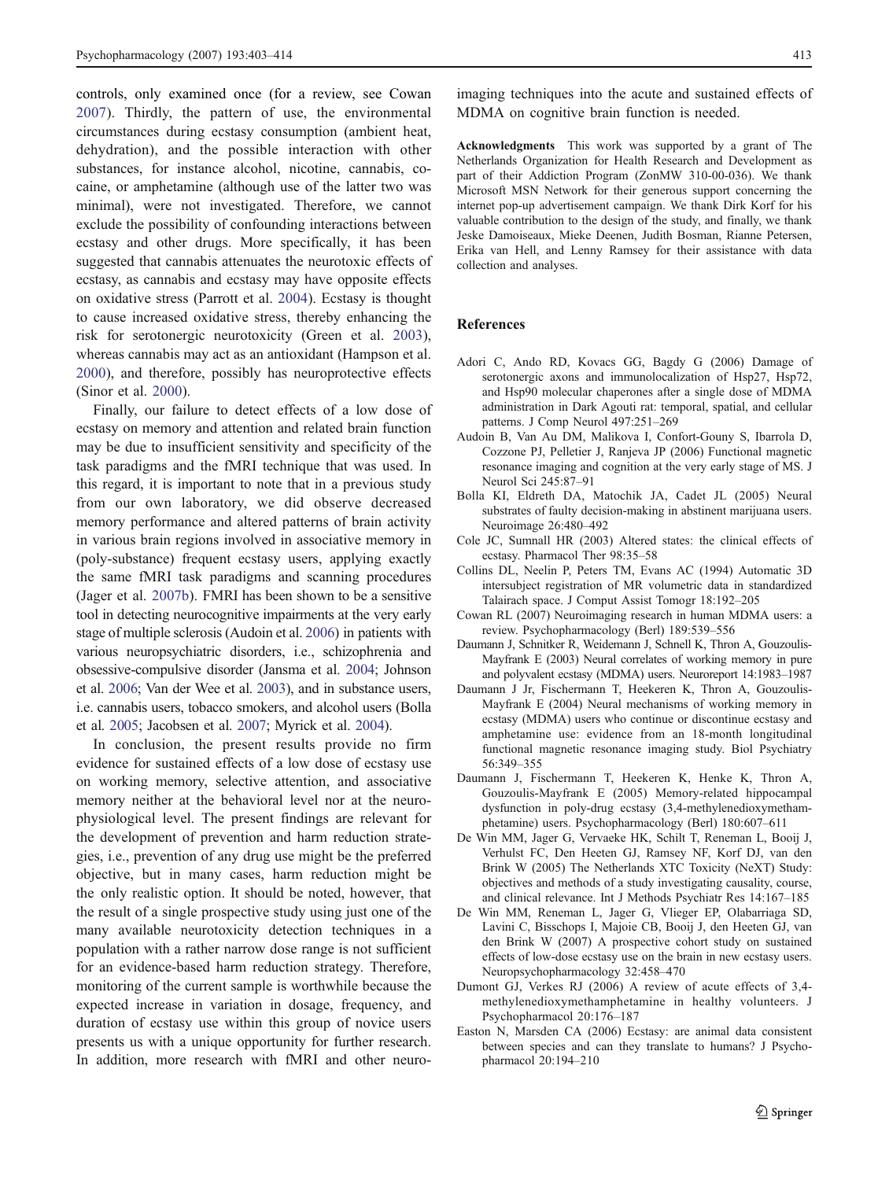controls, only examined once (for a review, see Cowan 2007). Thirdly, the pattern of use, the environmental circumstances during ecstasy consumption (ambient heat, dehydration), and the possible interaction with other substances, for instance alcohol, nicotine, cannabis, cocaine, or amphetamine (although use of the latter two was minimal), were not investigated. Therefore, we cannot exclude the possibility of confounding interactions between ecstasy and other drugs. More specifically, it has been suggested that cannabis attenuates the neurotoxic effects of ecstasy, as cannabis and ecstasy may have opposite effects on oxidative stress (Parrott et al. 2004). Ecstasy is thought to cause increased oxidative stress, thereby enhancing the risk for serotonergic neurotoxicity (Green et al. 2003), whereas cannabis may act as an antioxidant (Hampson et al. 2000), and therefore, possibly has neuroprotective effects (Sinor et al. 2000).

Finally, our failure to detect effects of a low dose of ecstasy on memory and attention and related brain function may be due to insufficient sensitivity and specificity of the task paradigms and the fMRI technique that was used. In this regard, it is important to note that in a previous study from our own laboratory, we did observe decreased memory performance and altered patterns of brain activity in various brain regions involved in associative memory in (poly-substance) frequent ecstasy users, applying exactly the same fMRI task paradigms and scanning procedures (Jager et al. 2007b). FMRI has been shown to be a sensitive tool in detecting neurocognitive impairments at the very early stage of multiple sclerosis (Audoin et al. 2006) in patients with various neuropsychiatric disorders, i.e., schizophrenia and obsessive-compulsive disorder (Jansma et al. 2004; Johnson et al. 2006; Van der Wee et al. 2003), and in substance users, i.e. cannabis users, tobacco smokers, and alcohol users (Bolla et al. 2005; Jacobsen et al. 2007; Myrick et al. 2004).

In conclusion, the present results provide no firm evidence for sustained effects of a low dose of ecstasy use on working memory, selective attention, and associative memory neither at the behavioral level nor at the neurophysiological level. The present findings are relevant for the development of prevention and harm reduction strategies, i.e., prevention of any drug use might be the preferred objective, but in many cases, harm reduction might be the only realistic option. It should be noted, however, that the result of a single prospective study using just one of the many available neurotoxicity detection techniques in a population with a rather narrow dose range is not sufficient for an evidence-based harm reduction strategy. Therefore, monitoring of the current sample is worthwhile because the expected increase in variation in dosage, frequency, and duration of ecstasy use within this group of novice users presents us with a unique opportunity for further research. In addition, more research with fMRI and other neuroimaging techniques into the acute and sustained effects of MDMA on cognitive brain function is needed.

**Acknowledgments** This work was supported by a grant of The Netherlands Organization for Health Research and Development as part of their Addiction Program (ZonMW 310-00-036). We thank Microsoft MSN Network for their generous support concerning the internet pop-up advertisement campaign. We thank Dirk Korf for his valuable contribution to the design of the study, and finally, we thank Jeske Damoiseaux, Mieke Deenen, Judith Bosman, Rianne Petersen, Erika van Hell, and Lenny Ramsey for their assistance with data collection and analyses.

## References

Adori C, Ando RD, Kovacs GG, Bagdy G (2006) Damage of serotonergic axons and immunolocalization of Hsp27, Hsp72, and Hsp90 molecular chaperones after a single dose of MDMA administration in Dark Agouti rat: temporal, spatial, and cellular patterns. J Comp Neurol 497:251–269

Audoin B, Van Au DM, Malikova I, Confort-Gouny S, Ibarrola D, Cozzone PJ, Pelletier J, Ranjeva JP (2006) Functional magnetic resonance imaging and cognition at the very early stage of MS. J Neurol Sci 245:87–91

Bolla KI, Eldreth DA, Matochik JA, Cadet JL (2005) Neural substrates of faulty decision-making in abstinent marijuana users. Neuroimage 26:480–492

Cole JC, Sumnall HR (2003) Altered states: the clinical effects of ecstasy. Pharmacol Ther 98:35–58

Collins DL, Neelin P, Peters TM, Evans AC (1994) Automatic 3D intersubject registration of MR volumetric data in standardized Talairach space. J Comput Assist Tomogr 18:192–205

Cowan RL (2007) Neuroimaging research in human MDMA users: a review. Psychopharmacology (Berl) 189:539–556

Daumann J, Schnitker R, Weidemann J, Schnell K, Thron A, Gouzoulis-Mayfrank E (2003) Neural correlates of working memory in pure and polyvalent ecstasy (MDMA) users. Neuroreport 14:1983–1987

Daumann J Jr, Fischermann T, Heekeren K, Thron A, Gouzoulis-Mayfrank E (2004) Neural mechanisms of working memory in ecstasy (MDMA) users who continue or discontinue ecstasy and amphetamine use: evidence from an 18-month longitudinal functional magnetic resonance imaging study. Biol Psychiatry 56:349–355

Daumann J, Fischermann T, Heekeren K, Henke K, Thron A, Gouzoulis-Mayfrank E (2005) Memory-related hippocampal dysfunction in poly-drug ecstasy (3,4-methylenedioxymethamphetamine) users. Psychopharmacology (Berl) 180:607–611

De Win MM, Jager G, Vervaeke HK, Schilt T, Reneman L, Booij J, Verhulst FC, Den Heeten GJ, Ramsey NF, Korf DJ, van den Brink W (2005) The Netherlands XTC Toxicity (NeXT) Study: objectives and methods of a study investigating causality, course, and clinical relevance. Int J Methods Psychiatr Res 14:167–185

De Win MM, Reneman L, Jager G, Vlieger EP, Olabarriaga SD, Lavini C, Bisschops I, Majoie CB, Booij J, den Heeten GJ, van den Brink W (2007) A prospective cohort study on sustained effects of low-dose ecstasy use on the brain in new ecstasy users. Neuropsychopharmacology 32:458–470

Dumont GJ, Verkes RJ (2006) A review of acute effects of 3,4-methylenedioxymethamphetamine in healthy volunteers. J Psychopharmacol 20:176–187

Easton N, Marsden CA (2006) Ecstasy: are animal data consistent between species and can they translate to humans? J Psychopharmacol 20:194–210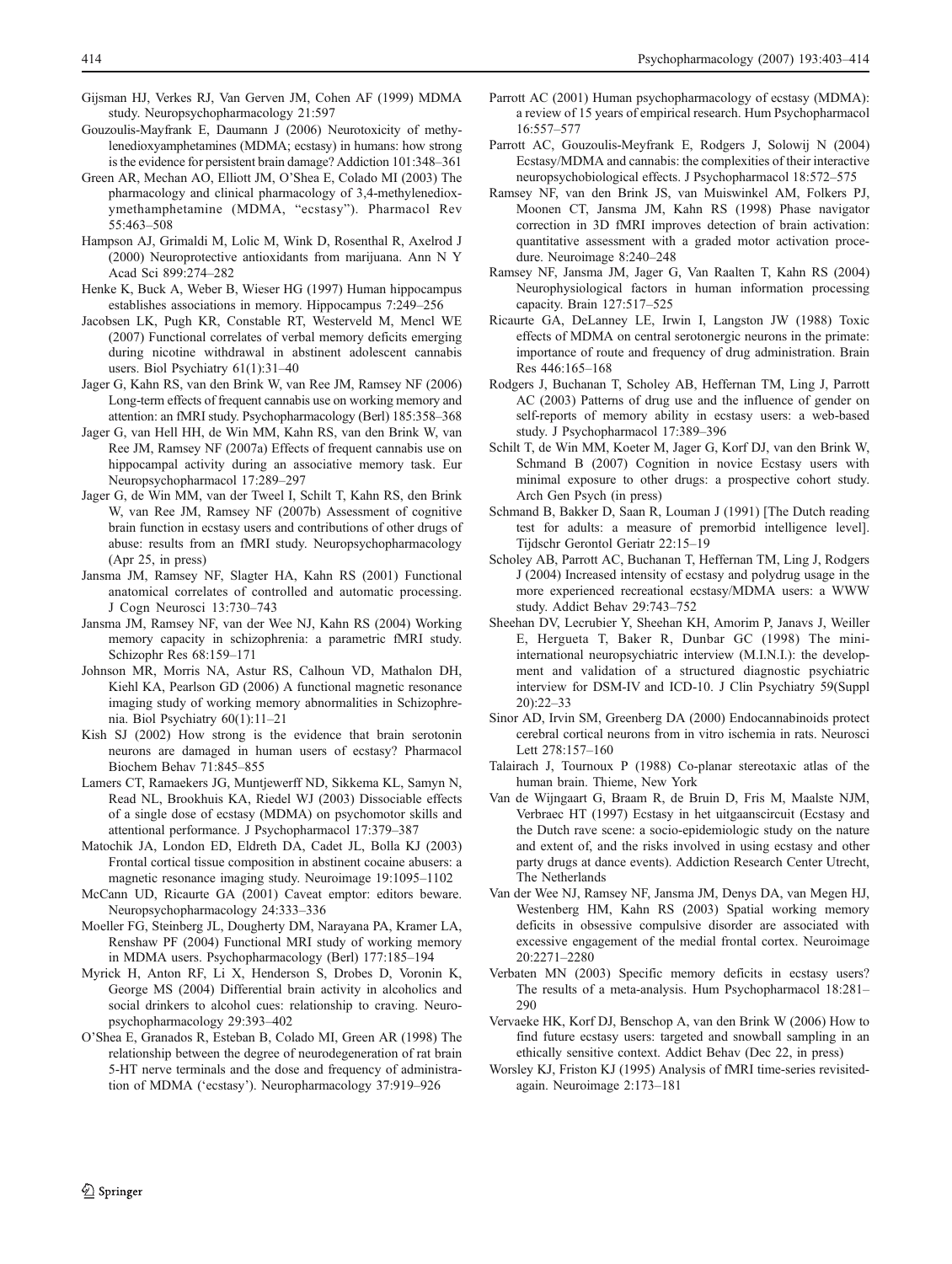Gijsman HJ, Verkes RJ, Van Gerven JM, Cohen AF (1999) MDMA study. Neuropsychopharmacology 21:597

Gouzoulis-Mayfrank E, Daumann J (2006) Neurotoxicity of methylenedioxyamphetamines (MDMA; ecstasy) in humans: how strong is the evidence for persistent brain damage? Addiction 101:348–361

Green AR, Mechan AO, Elliott JM, O'Shea E, Colado MI (2003) The pharmacology and clinical pharmacology of 3,4-methylenedioxymethamphetamine (MDMA, "ecstasy"). Pharmacol Rev 55:463–508

Hampson AJ, Grimaldi M, Lolic M, Wink D, Rosenthal R, Axelrod J (2000) Neuroprotective antioxidants from marijuana. Ann N Y Acad Sci 899:274–282

Henke K, Buck A, Weber B, Wieser HG (1997) Human hippocampus establishes associations in memory. Hippocampus 7:249–256

Jacobsen LK, Pugh KR, Constable RT, Westerveld M, Mencl WE (2007) Functional correlates of verbal memory deficits emerging during nicotine withdrawal in abstinent adolescent cannabis users. Biol Psychiatry 61(1):31–40

Jager G, Kahn RS, van den Brink W, van Ree JM, Ramsey NF (2006) Long-term effects of frequent cannabis use on working memory and attention: an fMRI study. Psychopharmacology (Berl) 185:358–368

Jager G, van Hell HH, de Win MM, Kahn RS, van den Brink W, van Ree JM, Ramsey NF (2007a) Effects of frequent cannabis use on hippocampal activity during an associative memory task. Eur Neuropsychopharmacol 17:289–297

Jager G, de Win MM, van der Tweel I, Schilt T, Kahn RS, den Brink W, van Ree JM, Ramsey NF (2007b) Assessment of cognitive brain function in ecstasy users and contributions of other drugs of abuse: results from an fMRI study. Neuropsychopharmacology (Apr 25, in press)

Jansma JM, Ramsey NF, Slagter HA, Kahn RS (2001) Functional anatomical correlates of controlled and automatic processing. J Cogn Neurosci 13:730–743

Jansma JM, Ramsey NF, van der Wee NJ, Kahn RS (2004) Working memory capacity in schizophrenia: a parametric fMRI study. Schizophr Res 68:159–171

Johnson MR, Morris NA, Astur RS, Calhoun VD, Mathalon DH, Kiehl KA, Pearlson GD (2006) A functional magnetic resonance imaging study of working memory abnormalities in Schizophrenia. Biol Psychiatry 60(1):11–21

Kish SJ (2002) How strong is the evidence that brain serotonin neurons are damaged in human users of ecstasy? Pharmacol Biochem Behav 71:845–855

Lamers CT, Ramaekers JG, Muntjewerff ND, Sikkema KL, Samyn N, Read NL, Brookhuis KA, Riedel WJ (2003) Dissociable effects of a single dose of ecstasy (MDMA) on psychomotor skills and attentional performance. J Psychopharmacol 17:379–387

Matochik JA, London ED, Eldreth DA, Cadet JL, Bolla KJ (2003) Frontal cortical tissue composition in abstinent cocaine abusers: a magnetic resonance imaging study. Neuroimage 19:1095–1102

McCann UD, Ricaurte GA (2001) Caveat emptor: editors beware. Neuropsychopharmacology 24:333–336

Moeller FG, Steinberg JL, Dougherty DM, Narayana PA, Kramer LA, Renshaw PF (2004) Functional MRI study of working memory in MDMA users. Psychopharmacology (Berl) 177:185–194

Myrick H, Anton RF, Li X, Henderson S, Drobes D, Voronin K, George MS (2004) Differential brain activity in alcoholics and social drinkers to alcohol cues: relationship to craving. Neuropsychopharmacology 29:393–402

O'Shea E, Granados R, Esteban B, Colado MI, Green AR (1998) The relationship between the degree of neurodegeneration of rat brain 5-HT nerve terminals and the dose and frequency of administration of MDMA ('ecstasy'). Neuropharmacology 37:919–926

Parrott AC (2001) Human psychopharmacology of ecstasy (MDMA): a review of 15 years of empirical research. Hum Psychopharmacol 16:557–577

Parrott AC, Gouzoulis-Meyfrank E, Rodgers J, Solowij N (2004) Ecstasy/MDMA and cannabis: the complexities of their interactive neuropsychobiological effects. J Psychopharmacol 18:572–575

Ramsey NF, van den Brink JS, van Muiswinkel AM, Folkers PJ, Moonen CT, Jansma JM, Kahn RS (1998) Phase navigator correction in 3D fMRI improves detection of brain activation: quantitative assessment with a graded motor activation procedure. Neuroimage 8:240–248

Ramsey NF, Jansma JM, Jager G, Van Raalten T, Kahn RS (2004) Neurophysiological factors in human information processing capacity. Brain 127:517–525

Ricaurte GA, DeLanney LE, Irwin I, Langston JW (1988) Toxic effects of MDMA on central serotonergic neurons in the primate: importance of route and frequency of drug administration. Brain Res 446:165–168

Rodgers J, Buchanan T, Scholey AB, Heffernan TM, Ling J, Parrott AC (2003) Patterns of drug use and the influence of gender on self-reports of memory ability in ecstasy users: a web-based study. J Psychopharmacol 17:389–396

Schilt T, de Win MM, Koeter M, Jager G, Korf DJ, van den Brink W, Schmand B (2007) Cognition in novice Ecstasy users with minimal exposure to other drugs: a prospective cohort study. Arch Gen Psych (in press)

Schmand B, Bakker D, Saan R, Louman J (1991) [The Dutch reading test for adults: a measure of premorbid intelligence level]. Tijdschr Gerontol Geriatr 22:15–19

Scholey AB, Parrott AC, Buchanan T, Heffernan TM, Ling J, Rodgers J (2004) Increased intensity of ecstasy and polydrug usage in the more experienced recreational ecstasy/MDMA users: a WWW study. Addict Behav 29:743–752

Sheehan DV, Lecrubier Y, Sheehan KH, Amorim P, Janavs J, Weiller E, Hergueta T, Baker R, Dunbar GC (1998) The mini-international neuropsychiatric interview (M.I.N.I.): the development and validation of a structured diagnostic psychiatric interview for DSM-IV and ICD-10. J Clin Psychiatry 59(Suppl 20):22–33

Sinor AD, Irvin SM, Greenberg DA (2000) Endocannabinoids protect cerebral cortical neurons from in vitro ischemia in rats. Neurosci Lett 278:157–160

Talairach J, Tournoux P (1988) Co-planar stereotaxic atlas of the human brain. Thieme, New York

Van de Wijngaart G, Braam R, de Bruin D, Fris M, Maalste NJM, Verbraec HT (1997) Ecstasy in het uitgaanscircuit (Ecstasy and the Dutch rave scene: a socio-epidemiologic study on the nature and extent of, and the risks involved in using ecstasy and other party drugs at dance events). Addiction Research Center Utrecht, The Netherlands

Van der Wee NJ, Ramsey NF, Jansma JM, Denys DA, van Megen HJ, Westenberg HM, Kahn RS (2003) Spatial working memory deficits in obsessive compulsive disorder are associated with excessive engagement of the medial frontal cortex. Neuroimage 20:2271–2280

Verbaten MN (2003) Specific memory deficits in ecstasy users? The results of a meta-analysis. Hum Psychopharmacol 18:281–290

Vervaeke HK, Korf DJ, Benschop A, van den Brink W (2006) How to find future ecstasy users: targeted and snowball sampling in an ethically sensitive context. Addict Behav (Dec 22, in press)

Worsley KJ, Friston KJ (1995) Analysis of fMRI time-series revisited-again. Neuroimage 2:173–181